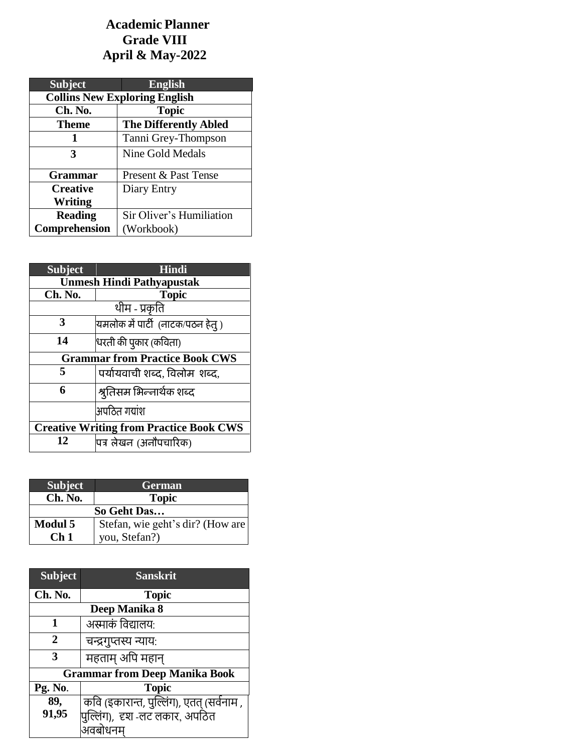# Academic Planner
## Grade VIII
## April & May-2022

| Subject | English |
|---|---|
| **Collins New Exploring English** | |
| **Ch. No.** | **Topic** |
| **Theme** | **The Differently Abled** |
| 1 | Tanni Grey-Thompson |
| 3 | Nine Gold Medals |
| **Grammar** | Present & Past Tense |
| **Creative Writing** | Diary Entry |
| **Reading Comprehension** | Sir Oliver's Humiliation (Workbook) |

| Subject | Hindi |
|---|---|
| **Unmesh Hindi Pathyapustak** | |
| **Ch. No.** | **Topic** |
| थीम - प्रकृति | |
| 3 | यमलोक में पार्टी (नाटक/पठन हेतु ) |
| 14 | धरती की पुकार (कविता) |
| **Grammar from Practice Book CWS** | |
| 5 | पर्यायवाची शब्द, विलोम शब्द, |
| 6 | श्रुतिसम भिन्नार्थक शब्द |
| | अपठित गद्यांश |
| **Creative Writing from Practice Book CWS** | |
| 12 | पत्र लेखन (अनौपचारिक) |

| Subject | German |
|---|---|
| **Ch. No.** | **Topic** |
| **So Geht Das…** | |
| Modul 5 Ch 1 | Stefan, wie geht's dir? (How are you, Stefan?) |

| Subject | Sanskrit |
|---|---|
| **Ch. No.** | **Topic** |
| **Deep Manika 8** | |
| 1 | अस्माकं विद्यालय: |
| 2 | चन्द्रगुप्तस्य न्याय: |
| 3 | महताम् अपि महान् |
| **Grammar from Deep Manika Book** | |
| **Pg. No.** | **Topic** |
| 89, 91,95 | कवि (इकारान्त, पुल्लिंग), एतत् (सर्वनाम , पुल्लिंग), दृश -लट लकार, अपठित अवबोधनम् |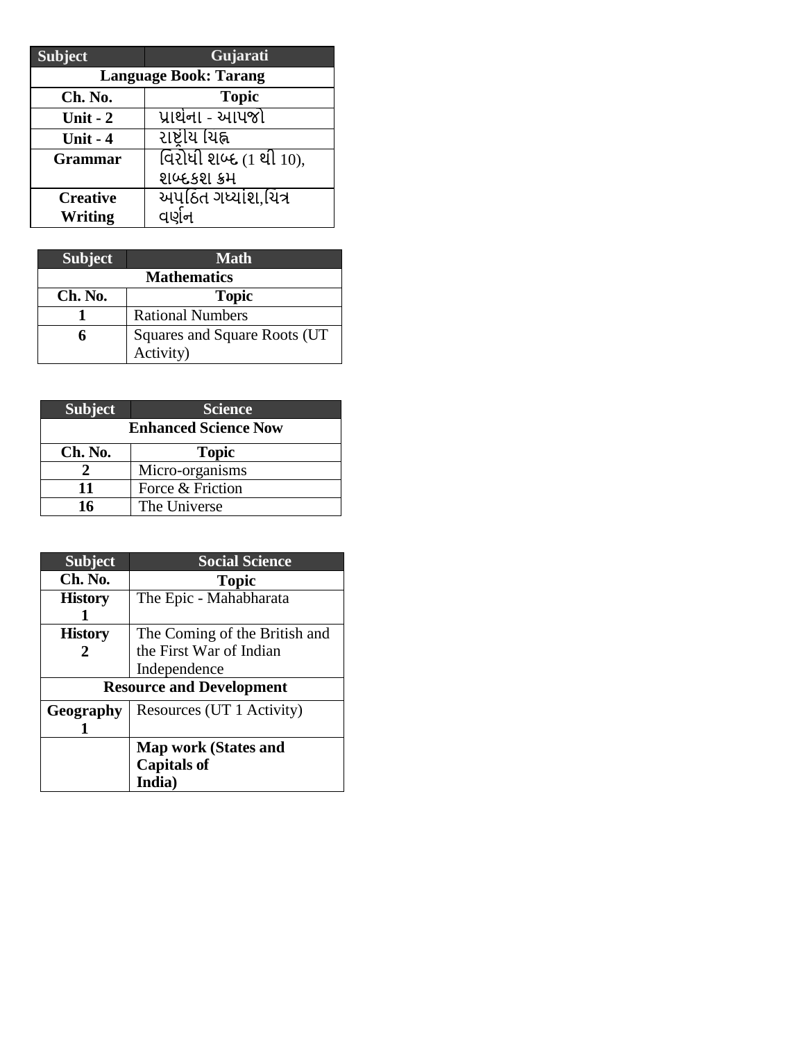| Subject | Gujarati |
| --- | --- |
| **Language Book: Tarang** | |
| **Ch. No.** | **Topic** |
| **Unit - 2** | પ્રાર્થના - આપજો |
| **Unit - 4** | રાષ્ટ્રીય ચિહ્ન |
| **Grammar** | વિરોધી શબ્દ (1 થી 10), શબ્દકશ ક્રમ |
| **Creative Writing** | અપઠિત ગધ્યાંશ,ચિત્ર વર્ણન |

| Subject | Math |
| --- | --- |
| **Mathematics** | |
| **Ch. No.** | **Topic** |
| **1** | Rational Numbers |
| **6** | Squares and Square Roots (UT Activity) |

| Subject | Science |
| --- | --- |
| **Enhanced Science Now** | |
| **Ch. No.** | **Topic** |
| **2** | Micro-organisms |
| **11** | Force & Friction |
| **16** | The Universe |

| Subject | Social Science |
| --- | --- |
| **Ch. No.** | **Topic** |
| **History 1** | The Epic - Mahabharata |
| **History 2** | The Coming of the British and the First War of Indian Independence |
| **Resource and Development** | |
| **Geography 1** | Resources (UT 1 Activity) |
| | **Map work (States and Capitals of India)** |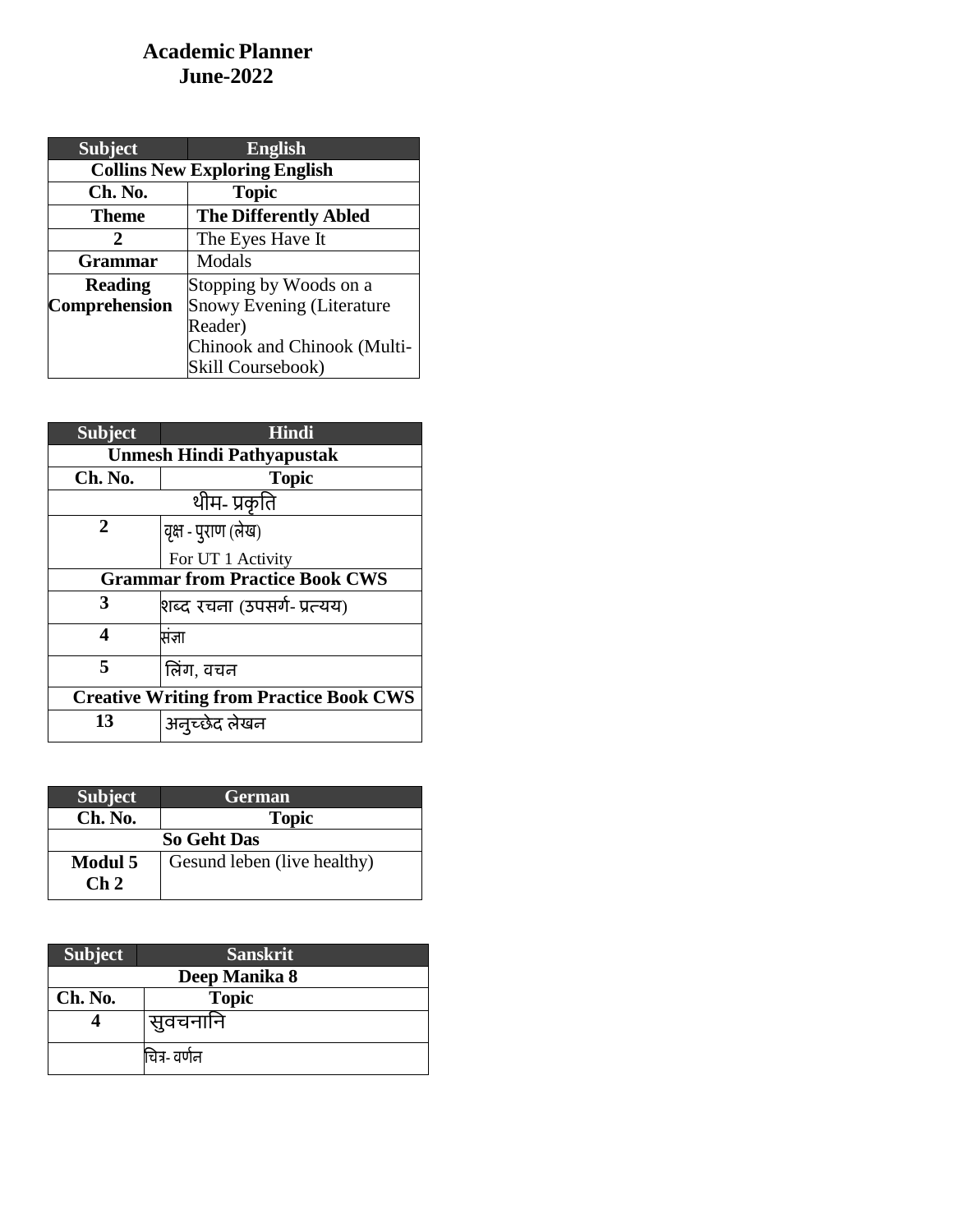# Academic Planner
## June-2022

| Subject | English |
|---|---|
| **Collins New Exploring English** | |
| **Ch. No.** | **Topic** |
| **Theme** | **The Differently Abled** |
| **2** | The Eyes Have It |
| **Grammar** | Modals |
| **Reading Comprehension** | Stopping by Woods on a Snowy Evening (Literature Reader)<br>Chinook and Chinook (Multi-Skill Coursebook) |

| Subject | Hindi |
|---|---|
| **Unmesh Hindi Pathyapustak** | |
| **Ch. No.** | **Topic** |
| थीम- प्रकृति | |
| **2** | वृक्ष - पुराण (लेख)<br>For UT 1 Activity |
| **Grammar from Practice Book CWS** | |
| **3** | शब्द रचना (उपसर्ग- प्रत्यय) |
| **4** | संज्ञा |
| **5** | लिंग, वचन |
| **Creative Writing from Practice Book CWS** | |
| **13** | अनुच्छेद लेखन |

| Subject | German |
|---|---|
| **Ch. No.** | **Topic** |
| **So Geht Das** | |
| **Modul 5 Ch 2** | Gesund leben (live healthy) |

| Subject | Sanskrit |
|---|---|
| **Deep Manika 8** | |
| **Ch. No.** | **Topic** |
| **4** | सुवचनानि |
| | चित्र- वर्णन |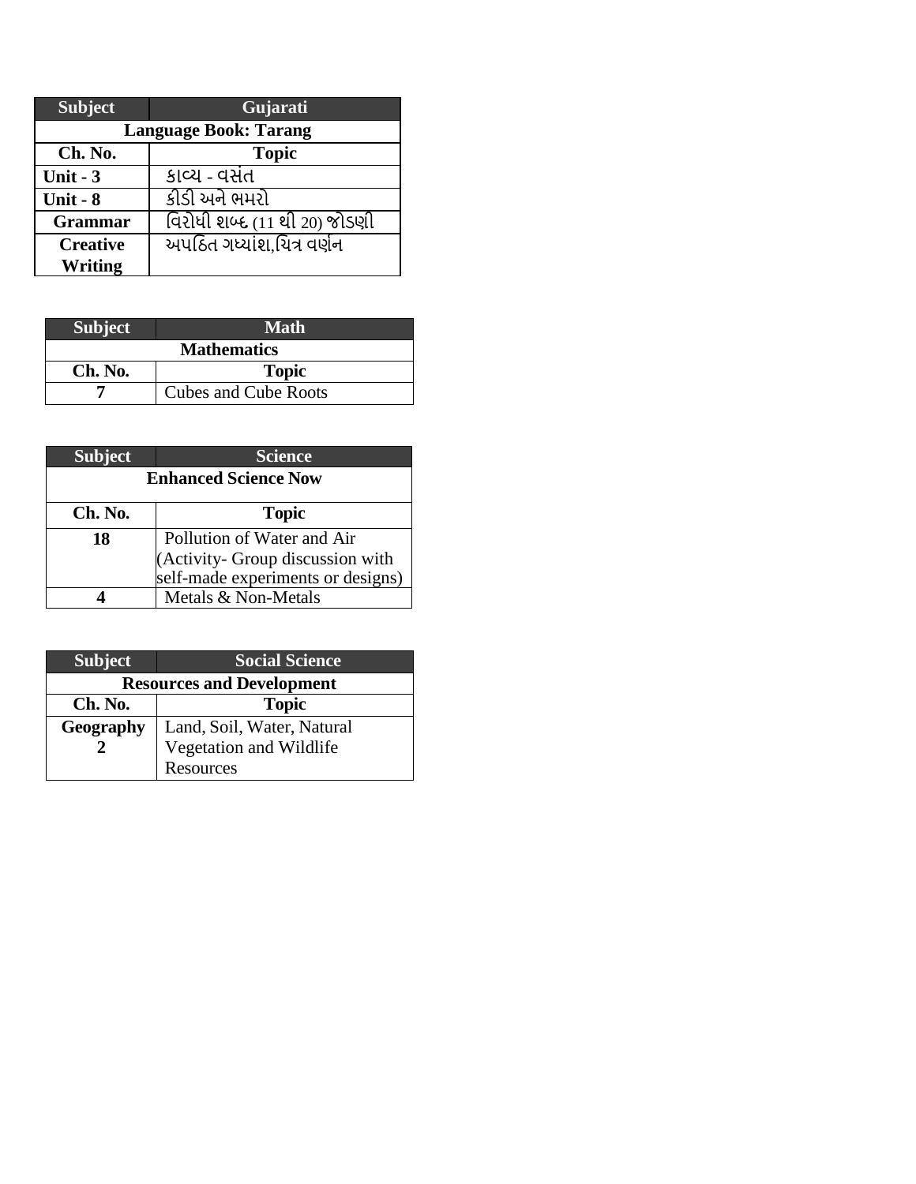| Subject | Gujarati |
| --- | --- |
| Language Book: Tarang | |
| Ch. No. | Topic |
| Unit - 3 | કાવ્ય - વસંત |
| Unit - 8 | કીડી અને ભમરો |
| Grammar | વિરોધી શબ્દ (11 થી 20) જોડણી |
| Creative Writing | અપઠિત ગધ્યાંશ,ચિત્ર વર્ણન |

| Subject | Math |
| --- | --- |
| Mathematics | |
| Ch. No. | Topic |
| 7 | Cubes and Cube Roots |

| Subject | Science |
| --- | --- |
| Enhanced Science Now | |
| Ch. No. | Topic |
| 18 | Pollution of Water and Air (Activity- Group discussion with self-made experiments or designs) |
| 4 | Metals & Non-Metals |

| Subject | Social Science |
| --- | --- |
| Resources and Development | |
| Ch. No. | Topic |
| Geography 2 | Land, Soil, Water, Natural Vegetation and Wildlife Resources |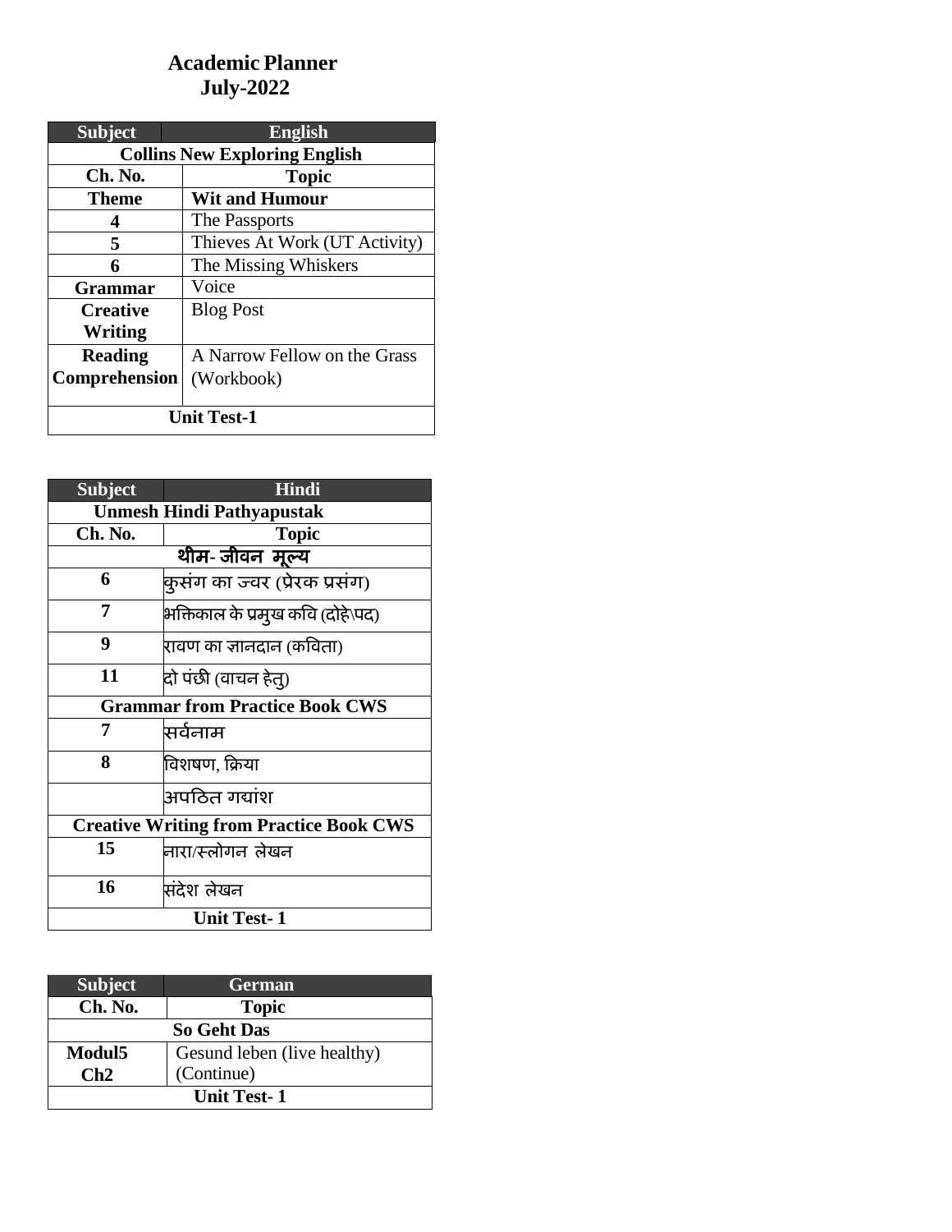# Academic Planner
## July-2022

| Subject | English |
|---|---|
| **Collins New Exploring English** | |
| **Ch. No.** | **Topic** |
| **Theme** | **Wit and Humour** |
| **4** | The Passports |
| **5** | Thieves At Work (UT Activity) |
| **6** | The Missing Whiskers |
| **Grammar** | Voice |
| **Creative Writing** | Blog Post |
| **Reading Comprehension** | A Narrow Fellow on the Grass (Workbook) |
| **Unit Test-1** | |

| Subject | Hindi |
|---|---|
| **Unmesh Hindi Pathyapustak** | |
| **Ch. No.** | **Topic** |
| **थीम- जीवन मूल्य** | |
| **6** | कुसंग का ज्वर (प्रेरक प्रसंग) |
| **7** | भक्तिकाल के प्रमुख कवि (दोहे\पद) |
| **9** | रावण का ज्ञानदान (कविता) |
| **11** | दो पंछी (वाचन हेतु) |
| **Grammar from Practice Book CWS** | |
| **7** | सर्वनाम |
| **8** | विशषण, क्रिया |
| | अपठित गद्यांश |
| **Creative Writing from Practice Book CWS** | |
| **15** | नारा/स्लोगन लेखन |
| **16** | संदेश लेखन |
| **Unit Test- 1** | |

| Subject | German |
|---|---|
| **Ch. No.** | **Topic** |
| **So Geht Das** | |
| **Modul5 Ch2** | Gesund leben (live healthy) (Continue) |
| **Unit Test- 1** | |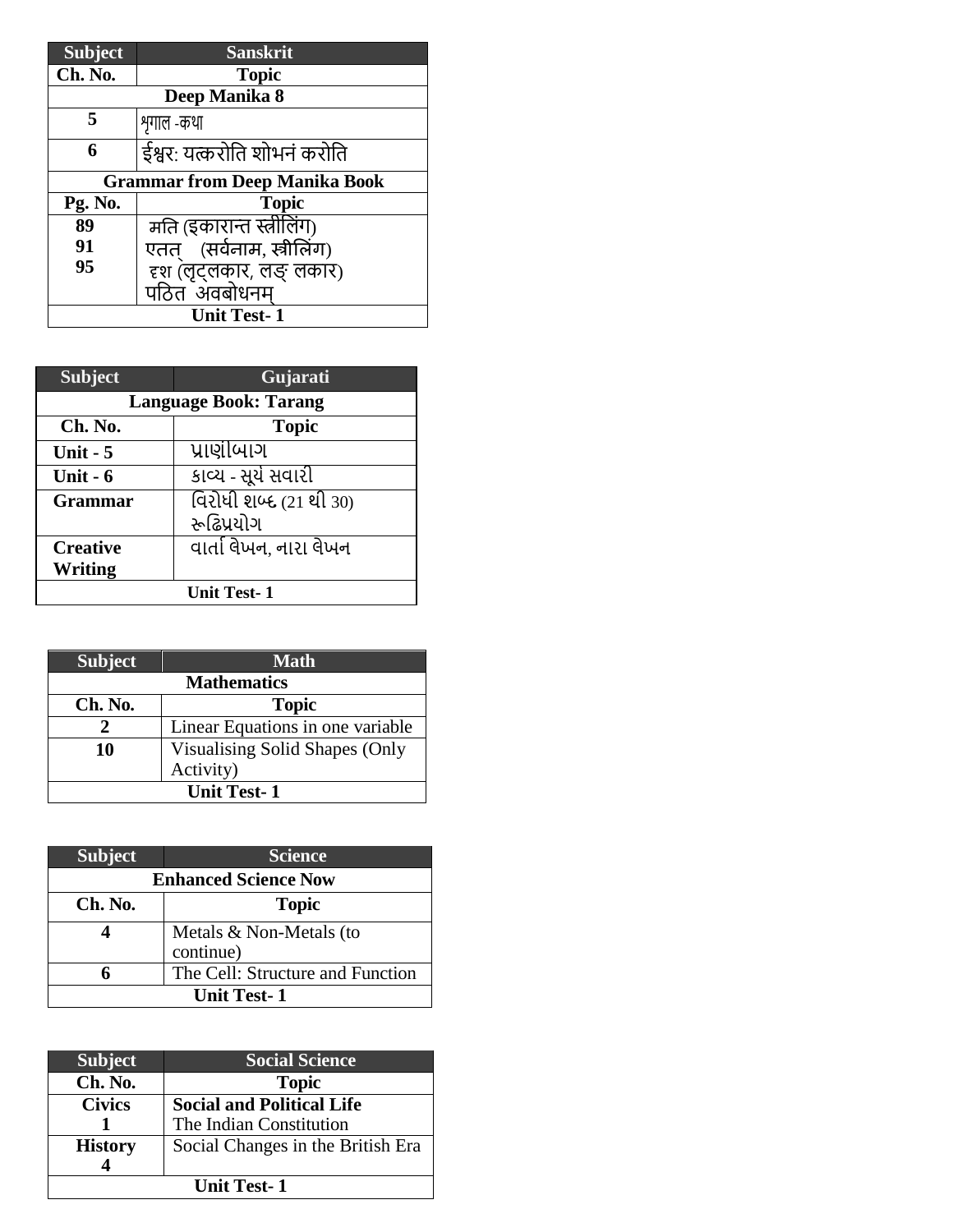| Subject | Sanskrit |
|---|---|
| Ch. No. | Topic |
| Deep Manika 8 | |
| 5 | शृगाल -कथा |
| 6 | ईश्वर: यत्करोति शोभनं करोति |
| Grammar from Deep Manika Book | |
| Pg. No. | Topic |
| 89<br>91<br>95 | मति (इकारान्त स्त्रीलिंग)<br>एतत् (सर्वनाम, स्त्रीलिंग)<br>दृश (लृट्लकार, लङ् लकार)<br>पठित अवबोधनम् |
| Unit Test- 1 | |

| Subject | Gujarati |
|---|---|
| Language Book: Tarang | |
| Ch. No. | Topic |
| Unit - 5 | પ્રાણીબાગ |
| Unit - 6 | કાવ્ય - સૂર્ય સવારી |
| Grammar | વિરોધી શબ્દ (21 થી 30)<br>રૂઢિપ્રયોગ |
| Creative Writing | વાર્તા લેખન, નારા લેખન |
| Unit Test- 1 | |

| Subject | Math |
|---|---|
| Mathematics | |
| Ch. No. | Topic |
| 2 | Linear Equations in one variable |
| 10 | Visualising Solid Shapes (Only Activity) |
| Unit Test- 1 | |

| Subject | Science |
|---|---|
| Enhanced Science Now | |
| Ch. No. | Topic |
| 4 | Metals & Non-Metals (to continue) |
| 6 | The Cell: Structure and Function |
| Unit Test- 1 | |

| Subject | Social Science |
|---|---|
| Ch. No. | Topic |
| Civics<br>1 | **Social and Political Life**<br>The Indian Constitution |
| History<br>4 | Social Changes in the British Era |
| Unit Test- 1 | |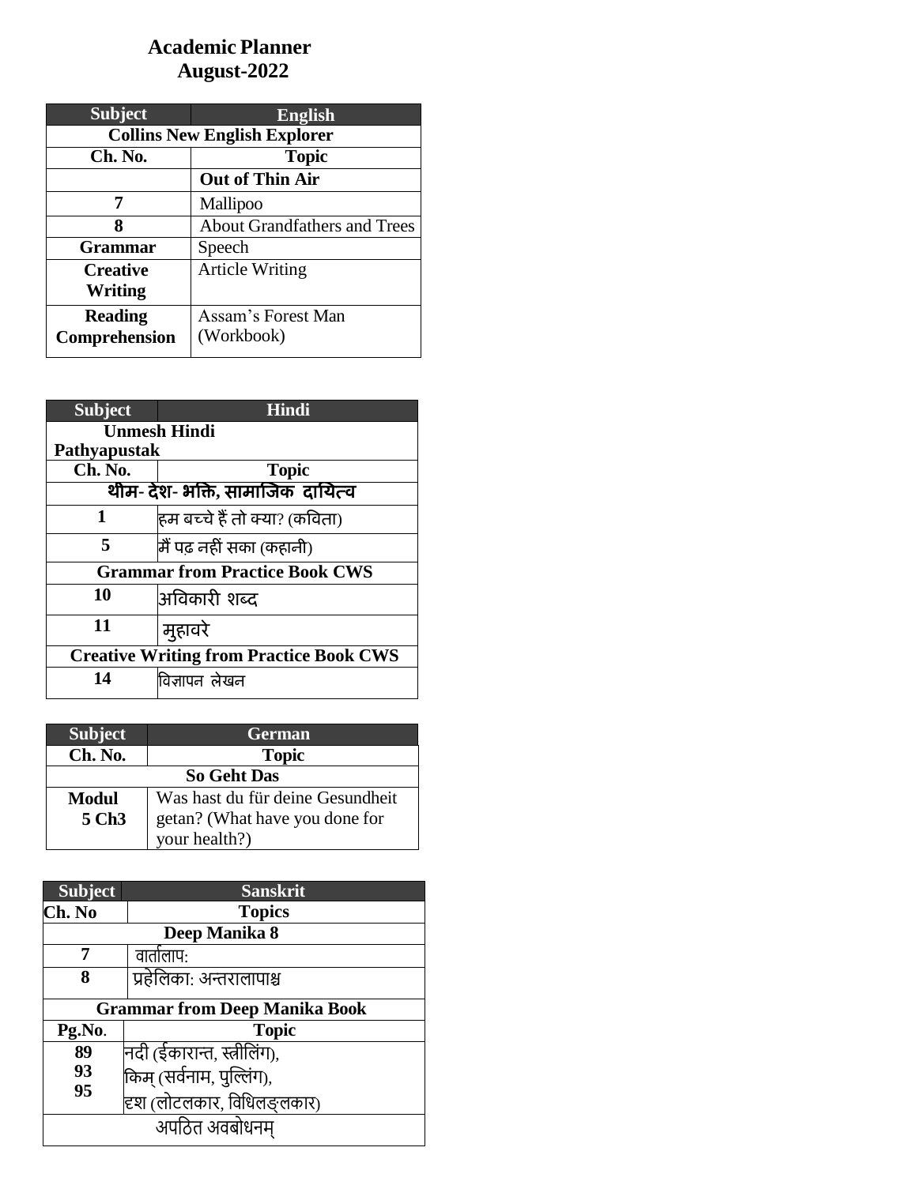# Academic Planner
## August-2022

| Subject | English |
|---|---|
| **Collins New English Explorer** | |
| **Ch. No.** | **Topic** |
| | **Out of Thin Air** |
| **7** | Mallipoo |
| **8** | About Grandfathers and Trees |
| **Grammar** | Speech |
| **Creative Writing** | Article Writing |
| **Reading Comprehension** | Assam's Forest Man (Workbook) |

| Subject | Hindi |
|---|---|
| **Unmesh Hindi Pathyapustak** | |
| **Ch. No.** | **Topic** |
| **थीम- देश- भक्ति, सामाजिक दायित्व** | |
| **1** | हम बच्चे हैं तो क्या? (कविता) |
| **5** | मैं पढ़ नहीं सका (कहानी) |
| **Grammar from Practice Book CWS** | |
| **10** | अविकारी शब्द |
| **11** | मुहावरे |
| **Creative Writing from Practice Book CWS** | |
| **14** | विज्ञापन लेखन |

| Subject | German |
|---|---|
| **Ch. No.** | **Topic** |
| **So Geht Das** | |
| **Modul 5 Ch3** | Was hast du für deine Gesundheit getan? (What have you done for your health?) |

| Subject | Sanskrit |
|---|---|
| **Ch. No** | **Topics** |
| **Deep Manika 8** | |
| **7** | वार्तालाप: |
| **8** | प्रहेलिका: अन्तरालापाश्च |
| **Grammar from Deep Manika Book** | |
| **Pg.No.** | **Topic** |
| **89**<br>**93**<br>**95** | नदी (ईकारान्त, स्त्रीलिंग),<br>किम् (सर्वनाम, पुल्लिंग),<br>दृश (लोटलकार, विधिलङ्लकार) |
| अपठित अवबोधनम् | |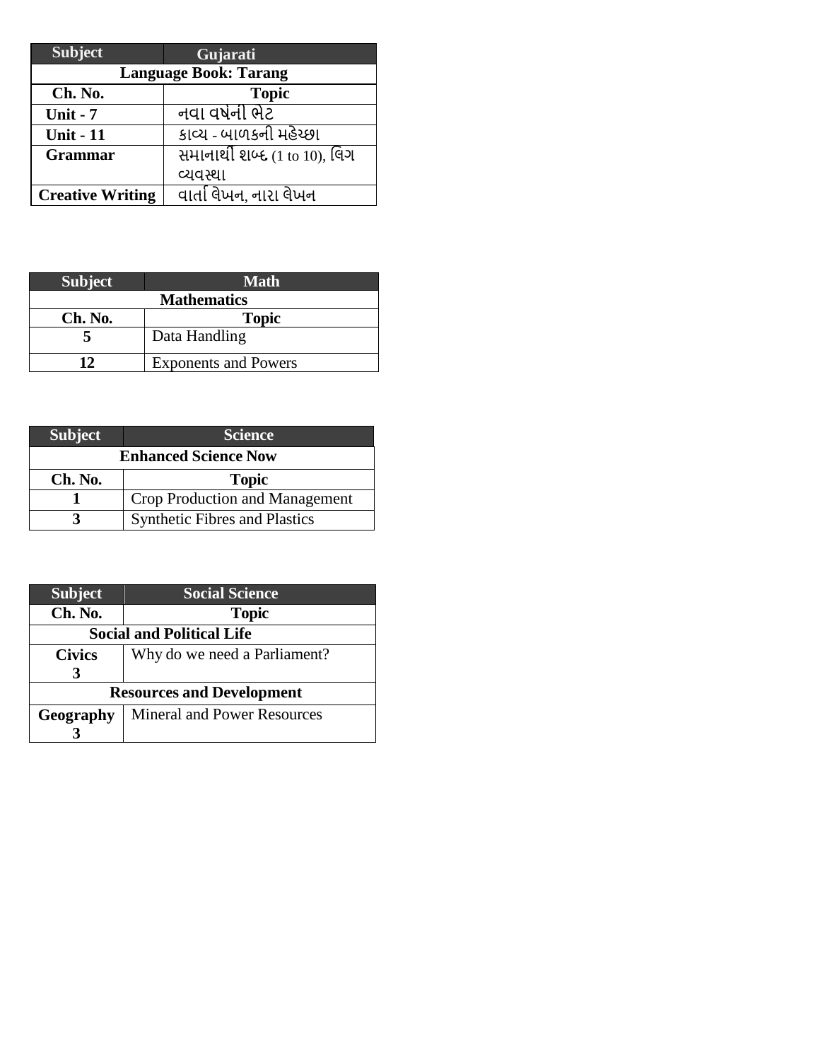| Subject | Gujarati |
| --- | --- |
| **Language Book: Tarang** | |
| **Ch. No.** | **Topic** |
| **Unit - 7** | નવા વર્ષની ભેટ |
| **Unit - 11** | કાવ્ય - બાળકની મહેચ્છા |
| **Grammar** | સમાનાર્થી શબ્દ (1 to 10), લિંગ વ્યવસ્થા |
| **Creative Writing** | વાર્તા લેખન, નારા લેખન |

| Subject | Math |
| --- | --- |
| **Mathematics** | |
| **Ch. No.** | **Topic** |
| **5** | Data Handling |
| **12** | Exponents and Powers |

| Subject | Science |
| --- | --- |
| **Enhanced Science Now** | |
| **Ch. No.** | **Topic** |
| **1** | Crop Production and Management |
| **3** | Synthetic Fibres and Plastics |

| Subject | Social Science |
| --- | --- |
| **Ch. No.** | **Topic** |
| **Social and Political Life** | |
| **Civics 3** | Why do we need a Parliament? |
| **Resources and Development** | |
| **Geography 3** | Mineral and Power Resources |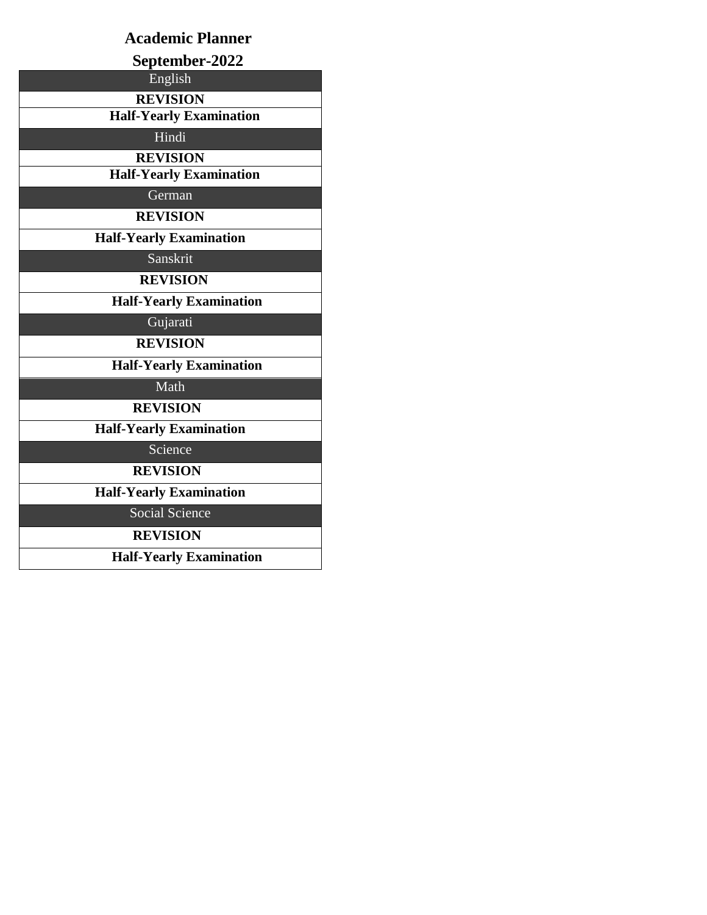# Academic Planner

## September-2022

| English |
|---|
| **REVISION** |
| **Half-Yearly Examination** |
| Hindi |
| **REVISION** |
| **Half-Yearly Examination** |
| German |
| **REVISION** |
| **Half-Yearly Examination** |
| Sanskrit |
| **REVISION** |
| **Half-Yearly Examination** |
| Gujarati |
| **REVISION** |
| **Half-Yearly Examination** |
| Math |
| **REVISION** |
| **Half-Yearly Examination** |
| Science |
| **REVISION** |
| **Half-Yearly Examination** |
| Social Science |
| **REVISION** |
| **Half-Yearly Examination** |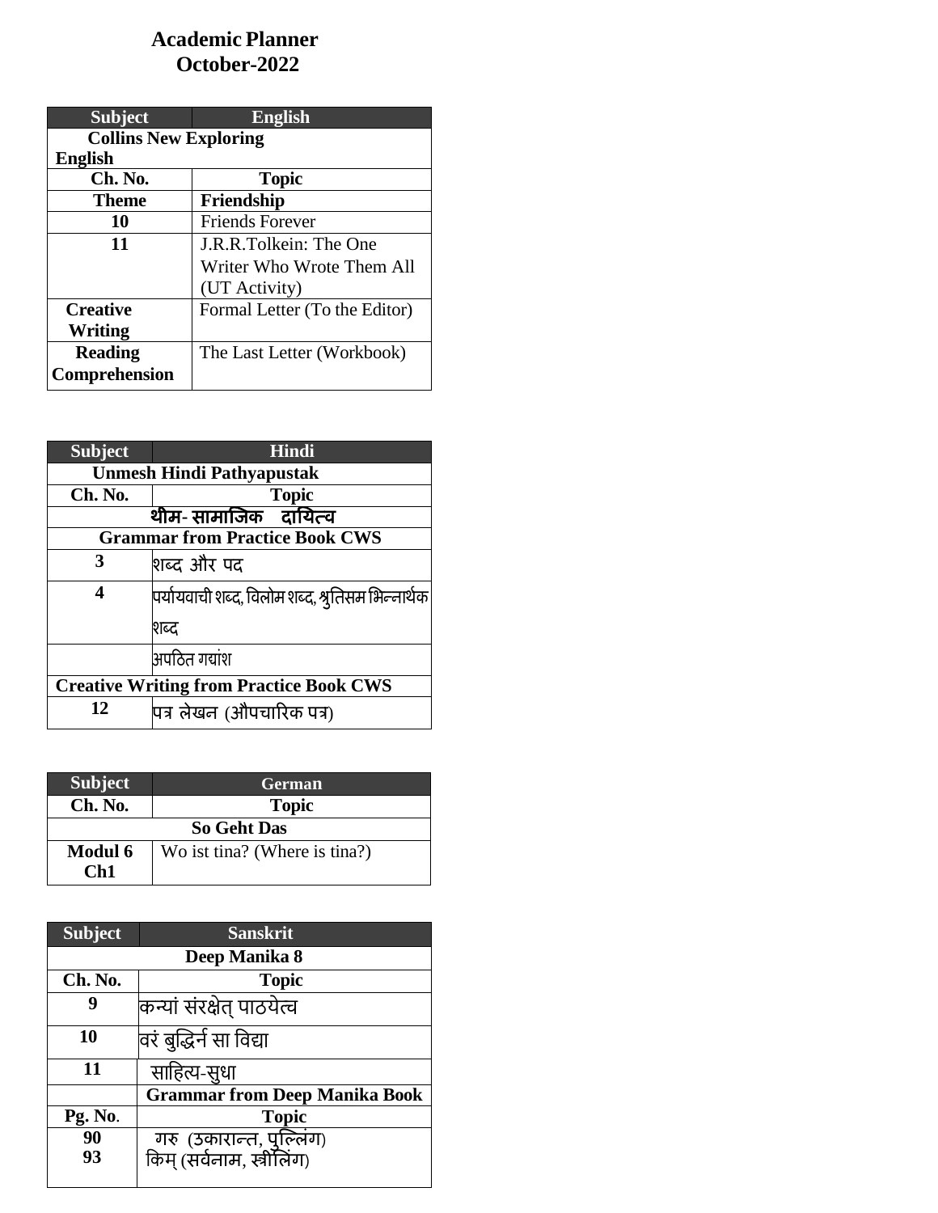# Academic Planner
## October-2022

| Subject | English |
|---|---|
| **Collins New Exploring English** | |
| **Ch. No.** | **Topic** |
| **Theme** | **Friendship** |
| **10** | Friends Forever |
| **11** | J.R.R.Tolkein: The One Writer Who Wrote Them All (UT Activity) |
| **Creative Writing** | Formal Letter (To the Editor) |
| **Reading Comprehension** | The Last Letter (Workbook) |

| Subject | Hindi |
|---|---|
| **Unmesh Hindi Pathyapustak** | |
| **Ch. No.** | **Topic** |
| **थीम- सामाजिक दायित्व** | |
| **Grammar from Practice Book CWS** | |
| **3** | शब्द और पद |
| **4** | पर्यायवाची शब्द, विलोम शब्द, श्रुतिसम भिन्नार्थक शब्द |
| | अपठित गद्यांश |
| **Creative Writing from Practice Book CWS** | |
| **12** | पत्र लेखन (औपचारिक पत्र) |

| Subject | German |
|---|---|
| **Ch. No.** | **Topic** |
| **So Geht Das** | |
| **Modul 6 Ch1** | Wo ist tina? (Where is tina?) |

| Subject | Sanskrit |
|---|---|
| **Deep Manika 8** | |
| **Ch. No.** | **Topic** |
| **9** | कन्यां संरक्षेत् पाठयेत्व |
| **10** | वरं बुद्धिर्न सा विद्या |
| **11** | साहित्य-सुधा |
| | **Grammar from Deep Manika Book** |
| **Pg. No.** | **Topic** |
| **90** | गरु (उकारान्त, पुल्लिंग) |
| **93** | किम् (सर्वनाम, स्त्रीलिंग) |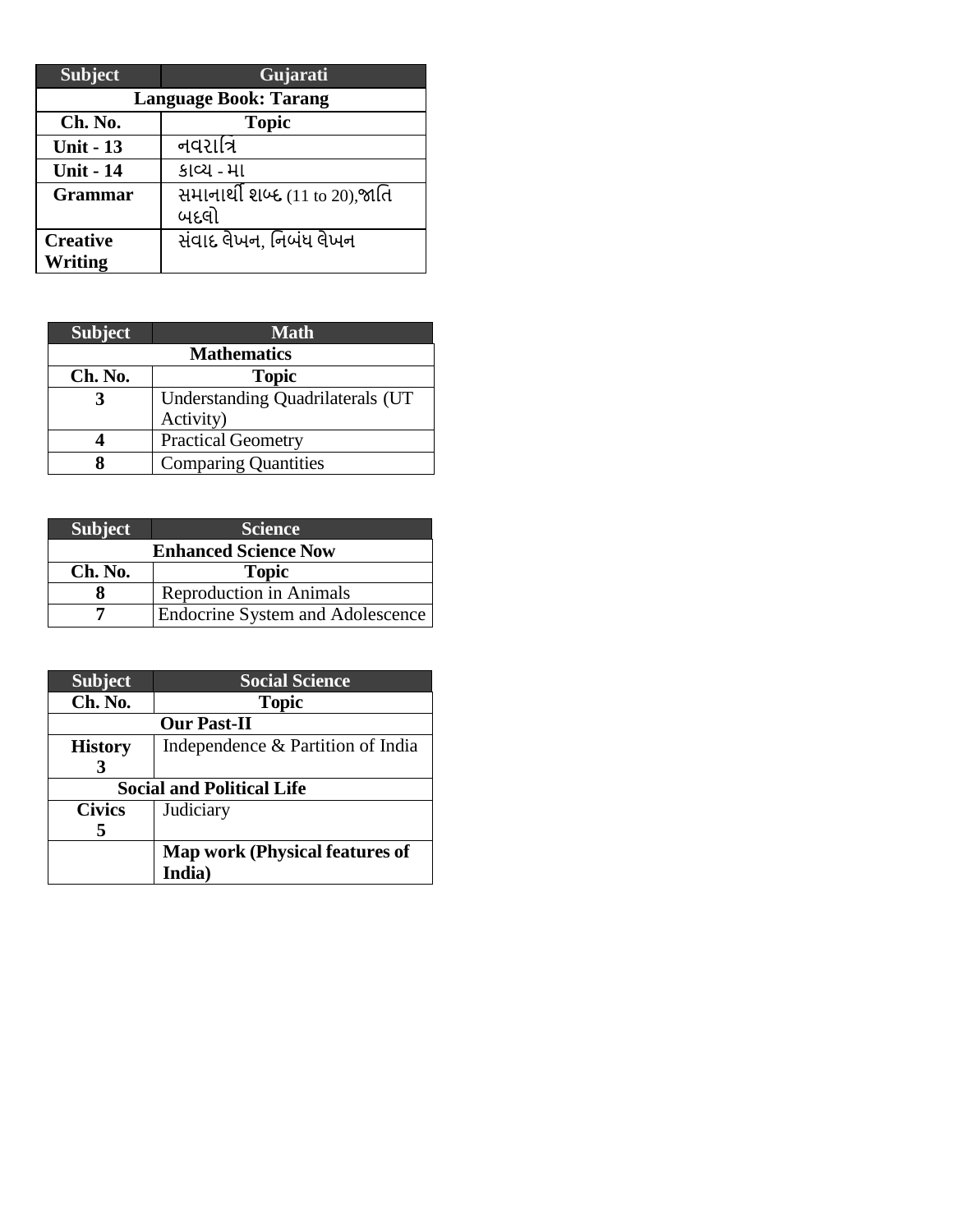| Subject | Gujarati |
| --- | --- |
| **Language Book: Tarang** | |
| **Ch. No.** | **Topic** |
| **Unit - 13** | નવરાત્રિ |
| **Unit - 14** | કાવ્ય - મા |
| **Grammar** | સમાનાર્થી શબ્દ (11 to 20),જાતિ બદલો |
| **Creative Writing** | સંવાદ લેખન, નિબંધ લેખન |

| Subject | Math |
| --- | --- |
| **Mathematics** | |
| **Ch. No.** | **Topic** |
| **3** | Understanding Quadrilaterals (UT Activity) |
| **4** | Practical Geometry |
| **8** | Comparing Quantities |

| Subject | Science |
| --- | --- |
| **Enhanced Science Now** | |
| **Ch. No.** | **Topic** |
| **8** | Reproduction in Animals |
| **7** | Endocrine System and Adolescence |

| Subject | Social Science |
| --- | --- |
| **Ch. No.** | **Topic** |
| **Our Past-II** | |
| **History 3** | Independence & Partition of India |
| **Social and Political Life** | |
| **Civics 5** | Judiciary |
| | **Map work (Physical features of India)** |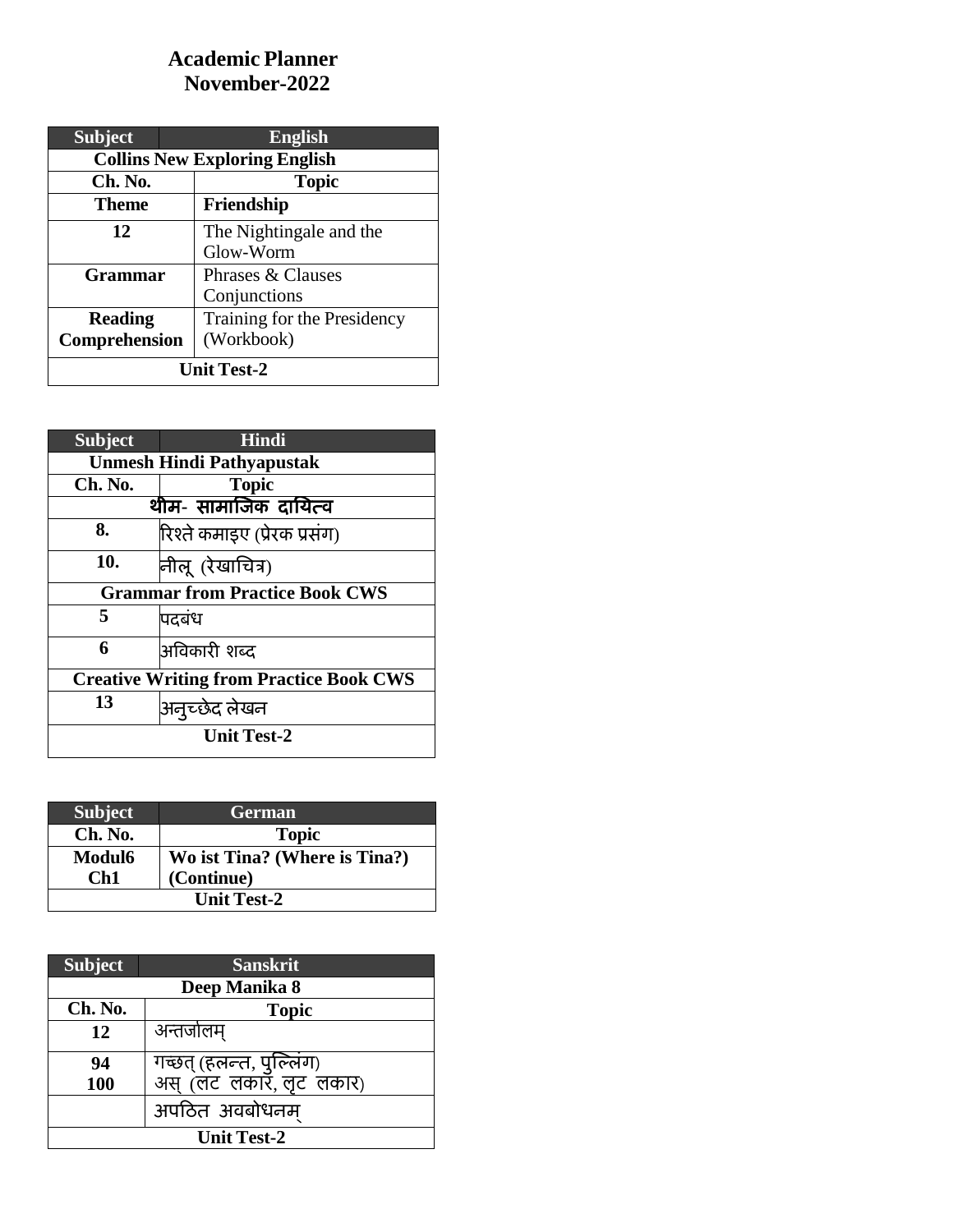# Academic Planner
## November-2022

| Subject | English |
|---|---|
| **Collins New Exploring English** | |
| **Ch. No.** | **Topic** |
| **Theme** | **Friendship** |
| **12** | The Nightingale and the Glow-Worm |
| **Grammar** | Phrases & Clauses<br>Conjunctions |
| **Reading Comprehension** | Training for the Presidency (Workbook) |
| **Unit Test-2** | |

| Subject | Hindi |
|---|---|
| **Unmesh Hindi Pathyapustak** | |
| **Ch. No.** | **Topic** |
| **थीम- सामाजिक दायित्व** | |
| **8.** | रिश्ते कमाइए (प्रेरक प्रसंग) |
| **10.** | नीलू (रेखाचित्र) |
| **Grammar from Practice Book CWS** | |
| **5** | पदबंध |
| **6** | अविकारी शब्द |
| **Creative Writing from Practice Book CWS** | |
| **13** | अनुच्छेद लेखन |
| **Unit Test-2** | |

| Subject | German |
|---|---|
| **Ch. No.** | **Topic** |
| **Modul6 Ch1** | **Wo ist Tina? (Where is Tina?) (Continue)** |
| **Unit Test-2** | |

| Subject | Sanskrit |
|---|---|
| **Deep Manika 8** | |
| **Ch. No.** | **Topic** |
| **12** | अन्तर्जालम् |
| **94**<br>**100** | गच्छत् (हलन्त, पुल्लिंग)<br>अस् (लट लकार, लृट लकार) |
| | अपठित अवबोधनम् |
| **Unit Test-2** | |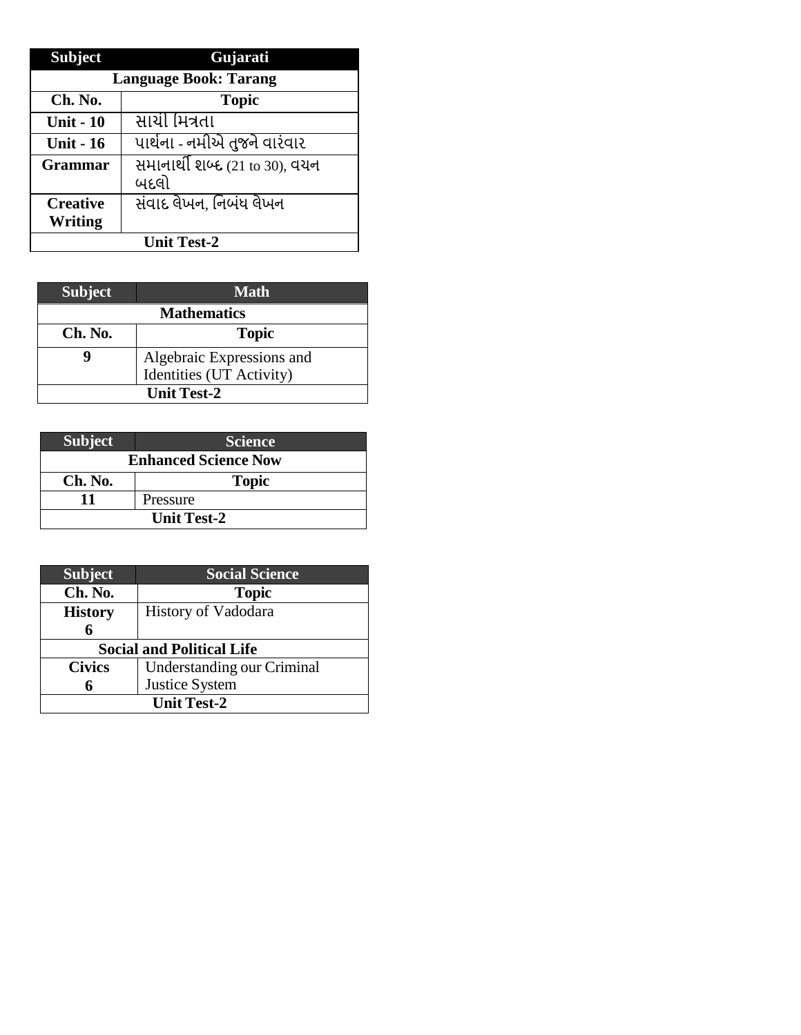| Subject | Gujarati |
| --- | --- |
| **Language Book: Tarang** | |
| **Ch. No.** | **Topic** |
| **Unit - 10** | સાચી મિત્રતા |
| **Unit - 16** | પાર્થના - નમીએ તુજને વારંવાર |
| **Grammar** | સમાનાર્થી શબ્દ (21 to 30), વચન બદલો |
| **Creative Writing** | સંવાદ લેખન, નિબંધ લેખન |
| **Unit Test-2** | |

| Subject | Math |
| --- | --- |
| **Mathematics** | |
| **Ch. No.** | **Topic** |
| **9** | Algebraic Expressions and Identities (UT Activity) |
| **Unit Test-2** | |

| Subject | Science |
| --- | --- |
| **Enhanced Science Now** | |
| **Ch. No.** | **Topic** |
| **11** | Pressure |
| **Unit Test-2** | |

| Subject | Social Science |
| --- | --- |
| **Ch. No.** | **Topic** |
| **History 6** | History of Vadodara |
| **Social and Political Life** | |
| **Civics 6** | Understanding our Criminal Justice System |
| **Unit Test-2** | |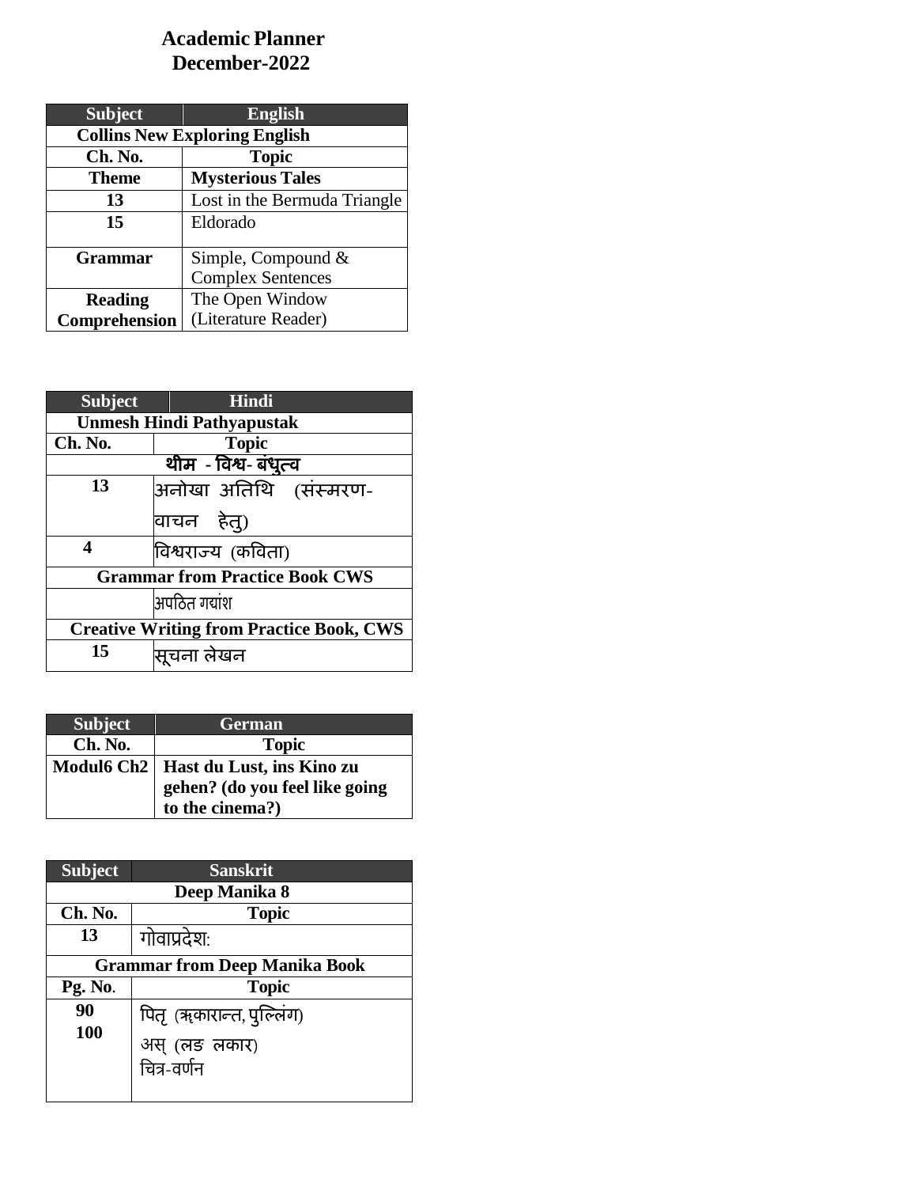# Academic Planner
## December-2022

| Subject | English |
|---|---|
| **Collins New Exploring English** | |
| **Ch. No.** | **Topic** |
| **Theme** | **Mysterious Tales** |
| **13** | Lost in the Bermuda Triangle |
| **15** | Eldorado |
| **Grammar** | Simple, Compound & Complex Sentences |
| **Reading Comprehension** | The Open Window (Literature Reader) |

| Subject | Hindi |
|---|---|
| **Unmesh Hindi Pathyapustak** | |
| **Ch. No.** | **Topic** |
| **थीम - विश्व- बंधुत्व** | |
| **13** | अनोखा अतिथि (संस्मरण- वाचन हेतु) |
| **4** | विश्वराज्य (कविता) |
| **Grammar from Practice Book CWS** | |
| | अपठित गद्यांश |
| **Creative Writing from Practice Book, CWS** | |
| **15** | सूचना लेखन |

| Subject | German |
|---|---|
| **Ch. No.** | **Topic** |
| **Modul6 Ch2** | **Hast du Lust, ins Kino zu gehen? (do you feel like going to the cinema?)** |

| Subject | Sanskrit |
|---|---|
| **Deep Manika 8** | |
| **Ch. No.** | **Topic** |
| **13** | गोवाप्रदेश: |
| **Grammar from Deep Manika Book** | |
| **Pg. No.** | **Topic** |
| **90**<br>**100** | पितृ (ऋकारान्त, पुल्लिंग)<br>अस् (लङ लकार)<br>चित्र-वर्णन |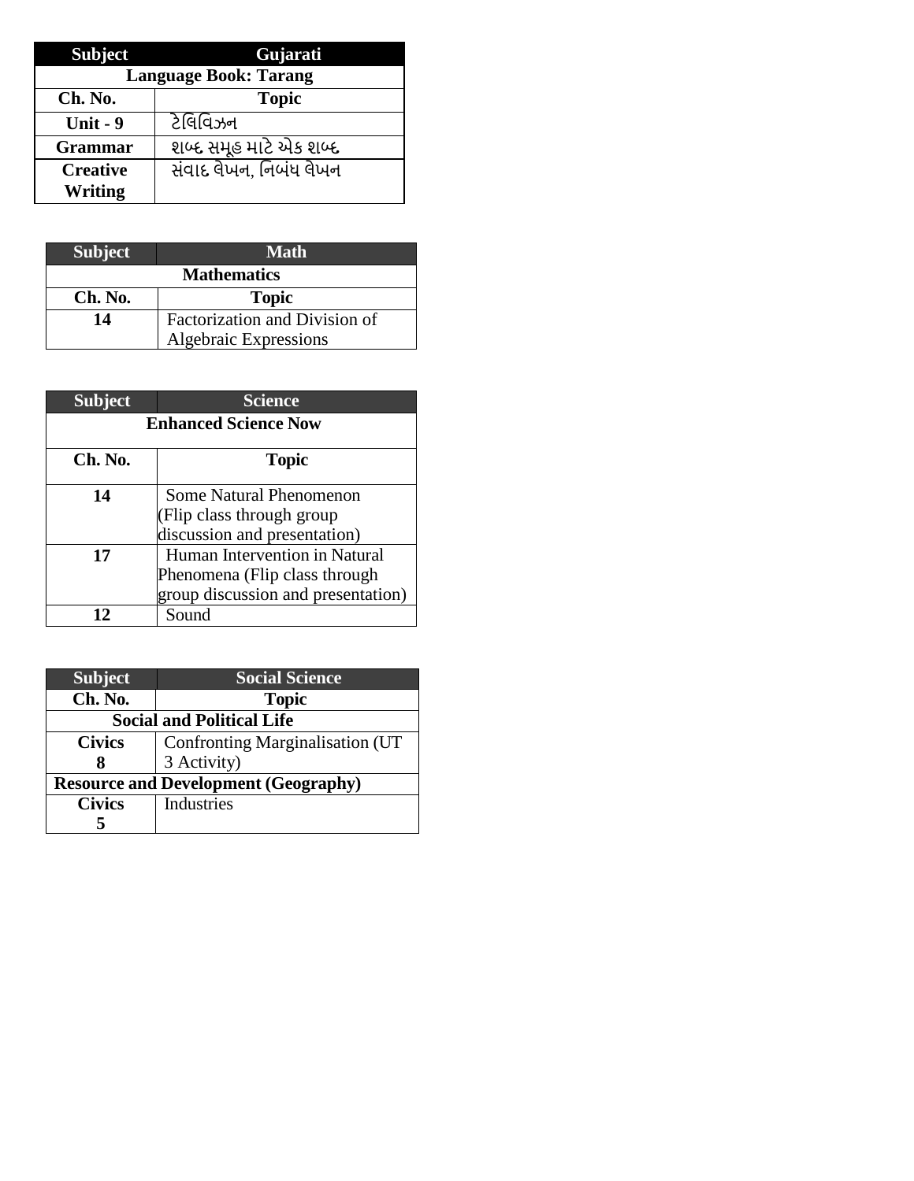| Subject | Gujarati |
| --- | --- |
| Language Book: Tarang | |
| **Ch. No.** | **Topic** |
| **Unit - 9** | ટેલિવિઝન |
| **Grammar** | શબ્દ સમૂહ માટે એક શબ્દ |
| **Creative Writing** | સંવાદ લેખન, નિબંધ લેખન |

| Subject | Math |
| --- | --- |
| Mathematics | |
| **Ch. No.** | **Topic** |
| **14** | Factorization and Division of Algebraic Expressions |

| Subject | Science |
| --- | --- |
| Enhanced Science Now | |
| **Ch. No.** | **Topic** |
| **14** | Some Natural Phenomenon (Flip class through group discussion and presentation) |
| **17** | Human Intervention in Natural Phenomena (Flip class through group discussion and presentation) |
| **12** | Sound |

| Subject | Social Science |
| --- | --- |
| **Ch. No.** | **Topic** |
| Social and Political Life | |
| **Civics 8** | Confronting Marginalisation (UT 3 Activity) |
| Resource and Development (Geography) | |
| **Civics 5** | Industries |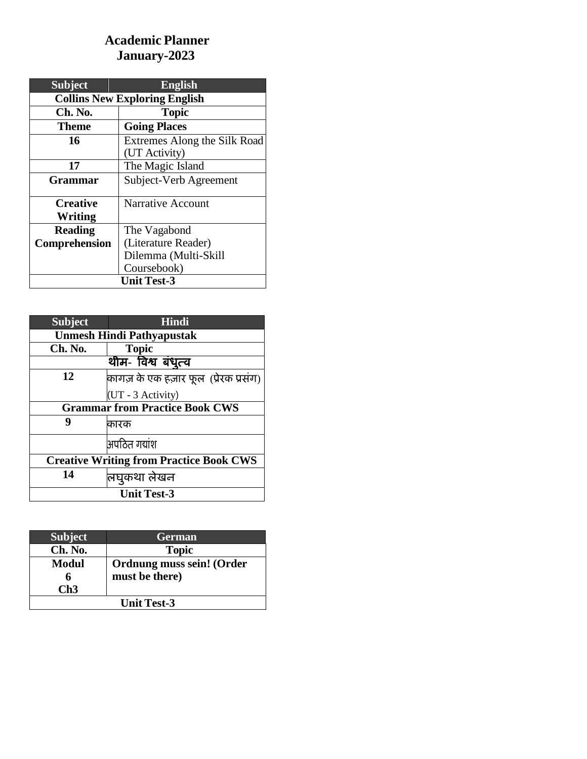# Academic Planner
# January-2023

| Subject | English |
|---|---|
| **Collins New Exploring English** | |
| **Ch. No.** | **Topic** |
| **Theme** | **Going Places** |
| **16** | Extremes Along the Silk Road (UT Activity) |
| **17** | The Magic Island |
| **Grammar** | Subject-Verb Agreement |
| **Creative Writing** | Narrative Account |
| **Reading Comprehension** | The Vagabond (Literature Reader) Dilemma (Multi-Skill Coursebook) |
| **Unit Test-3** | |

| Subject | Hindi |
|---|---|
| **Unmesh Hindi Pathyapustak** | |
| **Ch. No.** | **Topic** |
| **थीम- विश्व बंधुत्व** | |
| **12** | कागज़ के एक हज़ार फूल (प्रेरक प्रसंग) (UT - 3 Activity) |
| **Grammar from Practice Book CWS** | |
| **9** | कारक |
| | अपठित गद्यांश |
| **Creative Writing from Practice Book CWS** | |
| **14** | लघुकथा लेखन |
| **Unit Test-3** | |

| Subject | German |
|---|---|
| **Ch. No.** | **Topic** |
| **Modul 6 Ch3** | **Ordnung muss sein! (Order must be there)** |
| **Unit Test-3** | |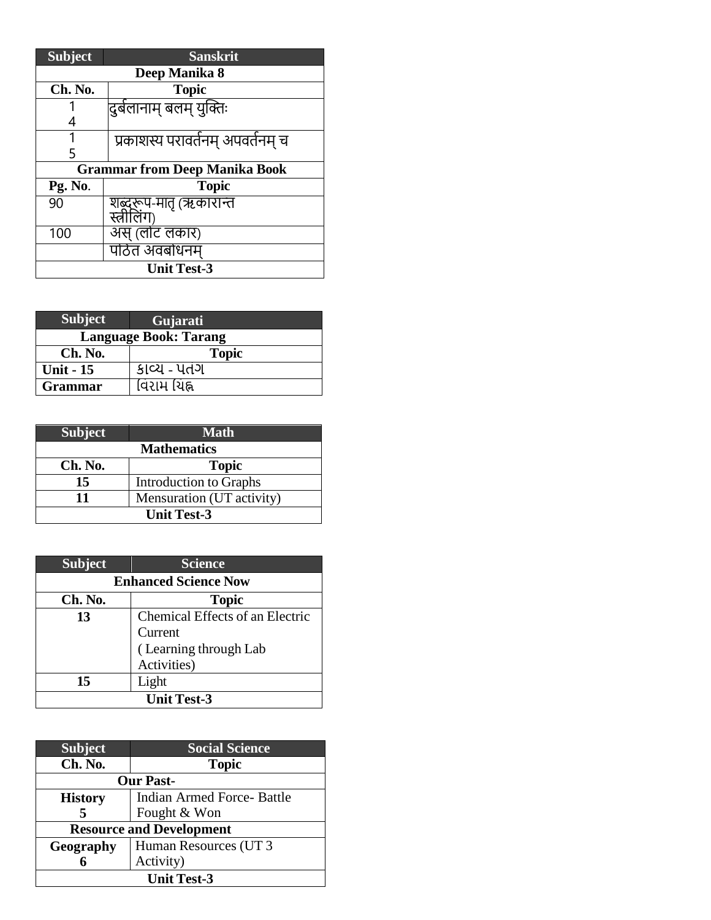| Subject | Sanskrit |
|---|---|
| **Deep Manika 8** | |
| **Ch. No.** | **Topic** |
| 14 | दुर्बलानाम् बलम् युक्तिः |
| 15 | प्रकाशस्य परावर्तनम् अपवर्तनम् च |
| **Grammar from Deep Manika Book** | |
| **Pg. No.** | **Topic** |
| 90 | शब्दरूप-मातृ (ऋकारान्त स्त्रीलिंग) |
| 100 | अस् (लोट लकार) |
| | पठित अवबोधनम् |
| **Unit Test-3** | |

| Subject | Gujarati |
|---|---|
| **Language Book: Tarang** | |
| **Ch. No.** | **Topic** |
| **Unit - 15** | કાવ્ય - પતંગ |
| **Grammar** | વિરામ ચિહ્ન |

| Subject | Math |
|---|---|
| **Mathematics** | |
| **Ch. No.** | **Topic** |
| **15** | Introduction to Graphs |
| **11** | Mensuration (UT activity) |
| **Unit Test-3** | |

| Subject | Science |
|---|---|
| **Enhanced Science Now** | |
| **Ch. No.** | **Topic** |
| **13** | Chemical Effects of an Electric Current ( Learning through Lab Activities) |
| **15** | Light |
| **Unit Test-3** | |

| Subject | Social Science |
|---|---|
| **Ch. No.** | **Topic** |
| **Our Past-** | |
| **History 5** | Indian Armed Force- Battle Fought & Won |
| **Resource and Development** | |
| **Geography 6** | Human Resources (UT 3 Activity) |
| **Unit Test-3** | |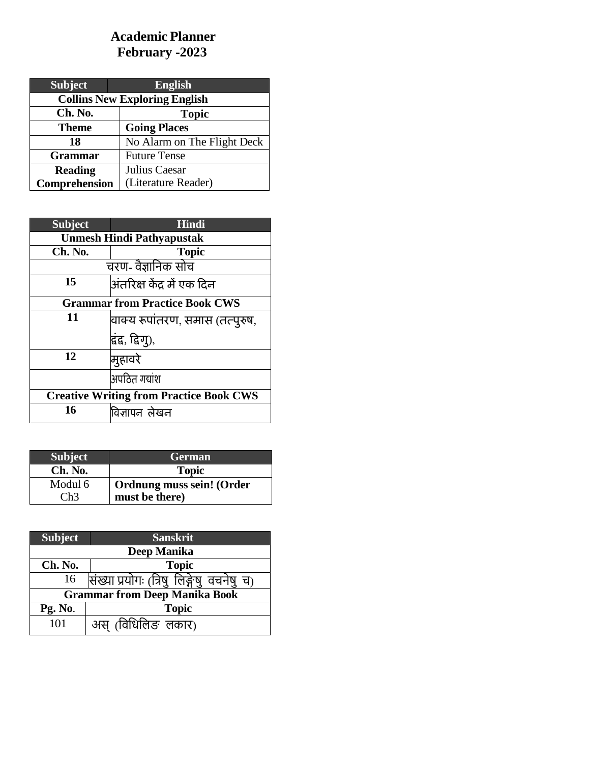# Academic Planner
## February -2023

| Subject | English |
|---|---|
| **Collins New Exploring English** | |
| **Ch. No.** | **Topic** |
| **Theme** | **Going Places** |
| **18** | No Alarm on The Flight Deck |
| **Grammar** | Future Tense |
| **Reading Comprehension** | Julius Caesar (Literature Reader) |

| Subject | Hindi |
|---|---|
| **Unmesh Hindi Pathyapustak** | |
| **Ch. No.** | **Topic** |
| चरण- वैज्ञानिक सोच | |
| **15** | अंतरिक्ष केंद्र में एक दिन |
| **Grammar from Practice Book CWS** | |
| **11** | वाक्य रूपांतरण, समास (तत्पुरुष, द्वंद्व, द्विगु), |
| **12** | मुहावरे |
| | अपठित गद्यांश |
| **Creative Writing from Practice Book CWS** | |
| **16** | विज्ञापन लेखन |

| Subject | German |
|---|---|
| **Ch. No.** | **Topic** |
| Modul 6 Ch3 | **Ordnung muss sein! (Order must be there)** |

| Subject | Sanskrit |
|---|---|
| **Deep Manika** | |
| **Ch. No.** | **Topic** |
| 16 | संख्या प्रयोगः (त्रिषु लिङ्गेषु वचनेषु च) |
| **Grammar from Deep Manika Book** | |
| **Pg. No.** | **Topic** |
| 101 | अस् (विधिलिङ लकार) |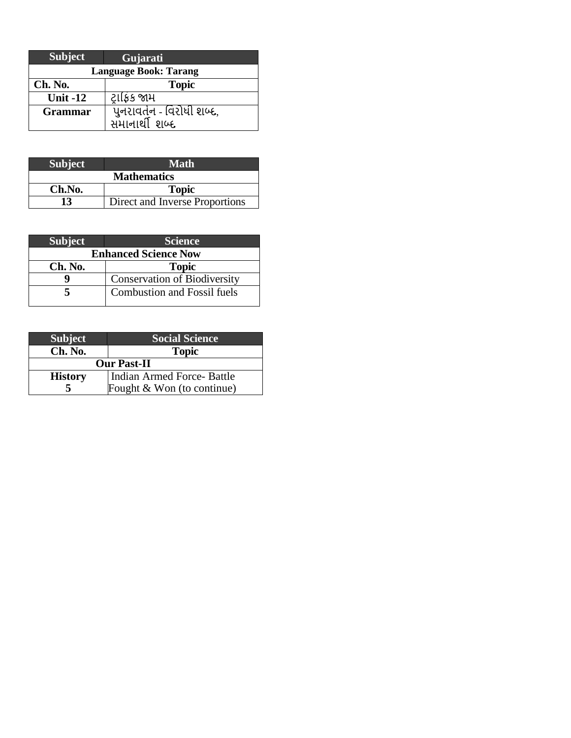| Subject | Gujarati |
|---|---|
| Language Book: Tarang | |
| **Ch. No.** | **Topic** |
| **Unit -12** | ટ્રાફિક જામ |
| **Grammar** | પુનરાવર્તન - વિરોધી શબ્દ, સમાનાર્થી શબ્દ |

| Subject | Math |
|---|---|
| Mathematics | |
| **Ch.No.** | **Topic** |
| **13** | Direct and Inverse Proportions |

| Subject | Science |
|---|---|
| Enhanced Science Now | |
| **Ch. No.** | **Topic** |
| **9** | Conservation of Biodiversity |
| **5** | Combustion and Fossil fuels |

| Subject | Social Science |
|---|---|
| **Ch. No.** | **Topic** |
| Our Past-II | |
| **History 5** | Indian Armed Force- Battle Fought & Won (to continue) |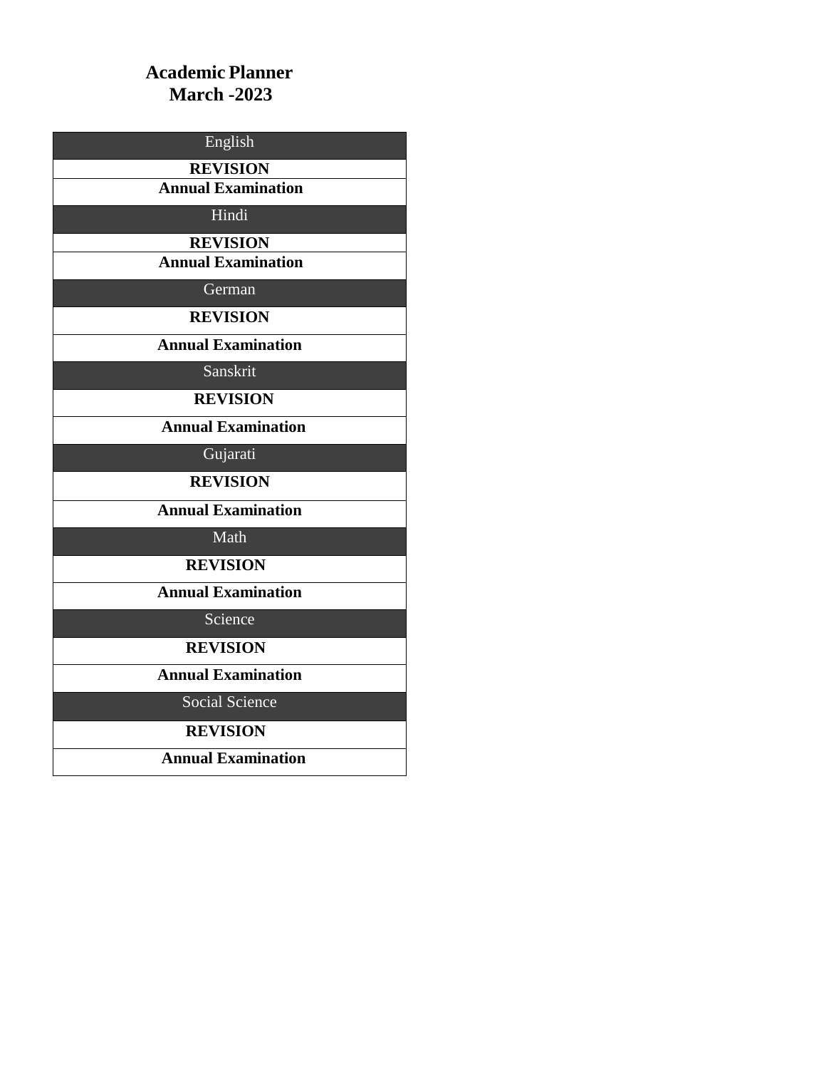# Academic Planner
# March -2023

| English |
|---|
| **REVISION** |
| **Annual Examination** |
| Hindi |
| **REVISION** |
| **Annual Examination** |
| German |
| **REVISION** |
| **Annual Examination** |
| Sanskrit |
| **REVISION** |
| **Annual Examination** |
| Gujarati |
| **REVISION** |
| **Annual Examination** |
| Math |
| **REVISION** |
| **Annual Examination** |
| Science |
| **REVISION** |
| **Annual Examination** |
| Social Science |
| **REVISION** |
| **Annual Examination** |